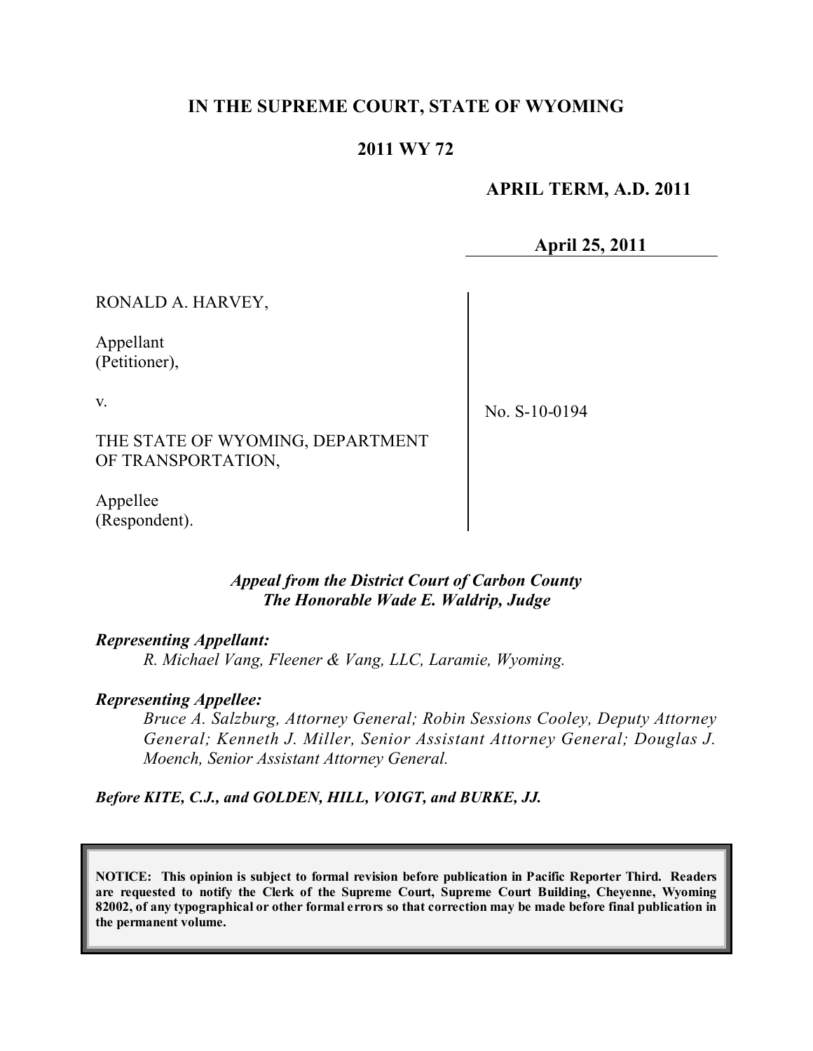**IN THE SUPREME COURT, STATE OF WYOMING**

**2011 WY 72**

**APRIL TERM, A.D. 2011**

**April 25, 2011**

RONALD A. HARVEY,

Appellant
(Petitioner),

v.

THE STATE OF WYOMING, DEPARTMENT OF TRANSPORTATION,

Appellee
(Respondent).

No. S-10-0194

*Appeal from the District Court of Carbon County*
*The Honorable Wade E. Waldrip, Judge*

***Representing Appellant:***

*R. Michael Vang, Fleener & Vang, LLC, Laramie, Wyoming.*

***Representing Appellee:***

*Bruce A. Salzburg, Attorney General; Robin Sessions Cooley, Deputy Attorney General; Kenneth J. Miller, Senior Assistant Attorney General; Douglas J. Moench, Senior Assistant Attorney General.*

***Before KITE, C.J., and GOLDEN, HILL, VOIGT, and BURKE, JJ.***

**NOTICE: This opinion is subject to formal revision before publication in Pacific Reporter Third. Readers are requested to notify the Clerk of the Supreme Court, Supreme Court Building, Cheyenne, Wyoming 82002, of any typographical or other formal errors so that correction may be made before final publication in the permanent volume.**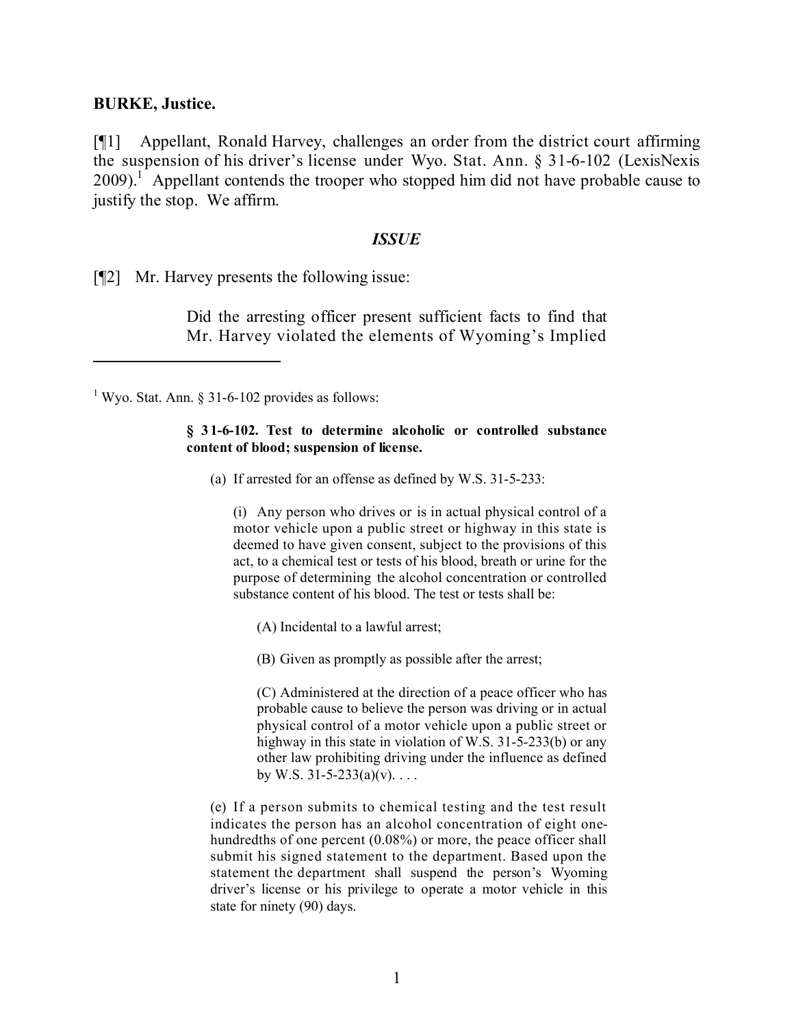**BURKE, Justice.**

[¶1] Appellant, Ronald Harvey, challenges an order from the district court affirming the suspension of his driver's license under Wyo. Stat. Ann. § 31-6-102 (LexisNexis 2009).[1] Appellant contends the trooper who stopped him did not have probable cause to justify the stop. We affirm.

### *ISSUE*

[¶2] Mr. Harvey presents the following issue:

> Did the arresting officer present sufficient facts to find that Mr. Harvey violated the elements of Wyoming's Implied

---

[1] Wyo. Stat. Ann. § 31-6-102 provides as follows:

> **§ 31-6-102. Test to determine alcoholic or controlled substance content of blood; suspension of license.**
>
> (a) If arrested for an offense as defined by W.S. 31-5-233:
>
> (i) Any person who drives or is in actual physical control of a motor vehicle upon a public street or highway in this state is deemed to have given consent, subject to the provisions of this act, to a chemical test or tests of his blood, breath or urine for the purpose of determining the alcohol concentration or controlled substance content of his blood. The test or tests shall be:
>
> (A) Incidental to a lawful arrest;
>
> (B) Given as promptly as possible after the arrest;
>
> (C) Administered at the direction of a peace officer who has probable cause to believe the person was driving or in actual physical control of a motor vehicle upon a public street or highway in this state in violation of W.S. 31-5-233(b) or any other law prohibiting driving under the influence as defined by W.S. 31-5-233(a)(v). . . .
>
> (e) If a person submits to chemical testing and the test result indicates the person has an alcohol concentration of eight one-hundredths of one percent (0.08%) or more, the peace officer shall submit his signed statement to the department. Based upon the statement the department shall suspend the person's Wyoming driver's license or his privilege to operate a motor vehicle in this state for ninety (90) days.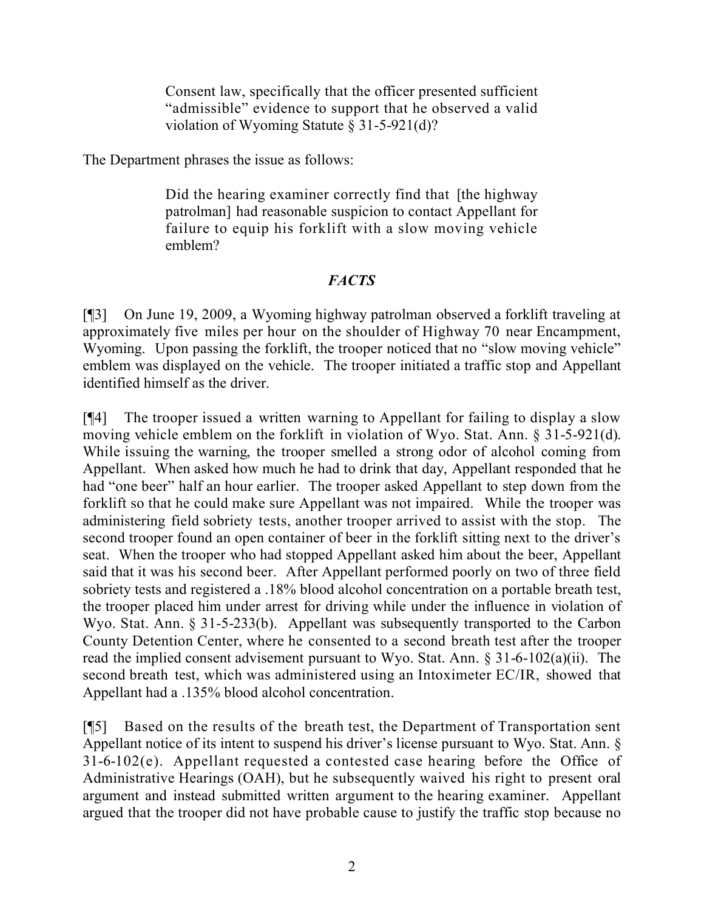> Consent law, specifically that the officer presented sufficient "admissible" evidence to support that he observed a valid violation of Wyoming Statute § 31-5-921(d)?

The Department phrases the issue as follows:

> Did the hearing examiner correctly find that [the highway patrolman] had reasonable suspicion to contact Appellant for failure to equip his forklift with a slow moving vehicle emblem?

## *FACTS*

[¶3] On June 19, 2009, a Wyoming highway patrolman observed a forklift traveling at approximately five miles per hour on the shoulder of Highway 70 near Encampment, Wyoming. Upon passing the forklift, the trooper noticed that no "slow moving vehicle" emblem was displayed on the vehicle. The trooper initiated a traffic stop and Appellant identified himself as the driver.

[¶4] The trooper issued a written warning to Appellant for failing to display a slow moving vehicle emblem on the forklift in violation of Wyo. Stat. Ann. § 31-5-921(d). While issuing the warning, the trooper smelled a strong odor of alcohol coming from Appellant. When asked how much he had to drink that day, Appellant responded that he had "one beer" half an hour earlier. The trooper asked Appellant to step down from the forklift so that he could make sure Appellant was not impaired. While the trooper was administering field sobriety tests, another trooper arrived to assist with the stop. The second trooper found an open container of beer in the forklift sitting next to the driver's seat. When the trooper who had stopped Appellant asked him about the beer, Appellant said that it was his second beer. After Appellant performed poorly on two of three field sobriety tests and registered a .18% blood alcohol concentration on a portable breath test, the trooper placed him under arrest for driving while under the influence in violation of Wyo. Stat. Ann. § 31-5-233(b). Appellant was subsequently transported to the Carbon County Detention Center, where he consented to a second breath test after the trooper read the implied consent advisement pursuant to Wyo. Stat. Ann. § 31-6-102(a)(ii). The second breath test, which was administered using an Intoximeter EC/IR, showed that Appellant had a .135% blood alcohol concentration.

[¶5] Based on the results of the breath test, the Department of Transportation sent Appellant notice of its intent to suspend his driver's license pursuant to Wyo. Stat. Ann. § 31-6-102(e). Appellant requested a contested case hearing before the Office of Administrative Hearings (OAH), but he subsequently waived his right to present oral argument and instead submitted written argument to the hearing examiner. Appellant argued that the trooper did not have probable cause to justify the traffic stop because no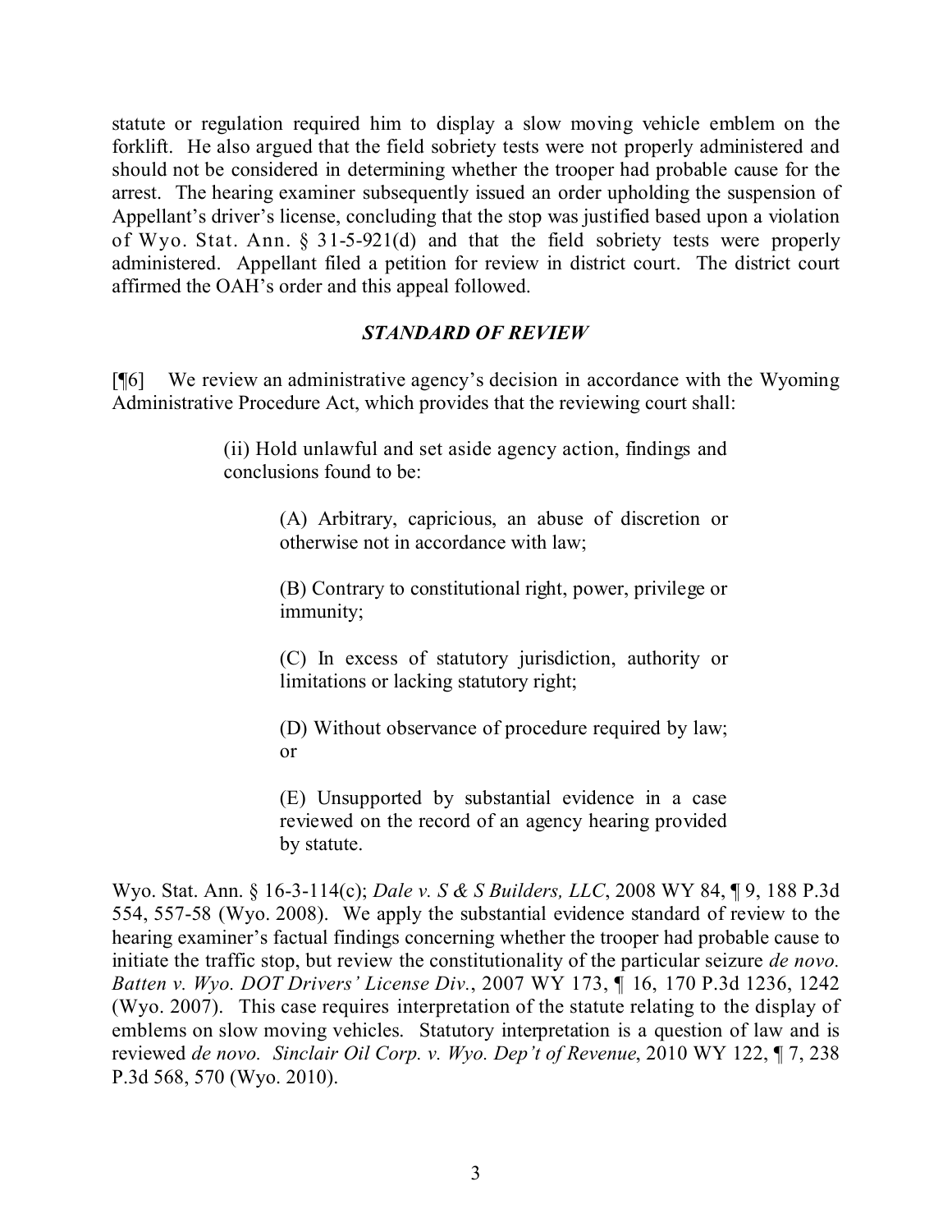statute or regulation required him to display a slow moving vehicle emblem on the forklift. He also argued that the field sobriety tests were not properly administered and should not be considered in determining whether the trooper had probable cause for the arrest. The hearing examiner subsequently issued an order upholding the suspension of Appellant's driver's license, concluding that the stop was justified based upon a violation of Wyo. Stat. Ann. § 31-5-921(d) and that the field sobriety tests were properly administered. Appellant filed a petition for review in district court. The district court affirmed the OAH's order and this appeal followed.

### *STANDARD OF REVIEW*

[¶6] We review an administrative agency's decision in accordance with the Wyoming Administrative Procedure Act, which provides that the reviewing court shall:

> (ii) Hold unlawful and set aside agency action, findings and conclusions found to be:
>
> > (A) Arbitrary, capricious, an abuse of discretion or otherwise not in accordance with law;
> >
> > (B) Contrary to constitutional right, power, privilege or immunity;
> >
> > (C) In excess of statutory jurisdiction, authority or limitations or lacking statutory right;
> >
> > (D) Without observance of procedure required by law; or
> >
> > (E) Unsupported by substantial evidence in a case reviewed on the record of an agency hearing provided by statute.

Wyo. Stat. Ann. § 16-3-114(c); *Dale v. S & S Builders, LLC*, 2008 WY 84, ¶ 9, 188 P.3d 554, 557-58 (Wyo. 2008). We apply the substantial evidence standard of review to the hearing examiner's factual findings concerning whether the trooper had probable cause to initiate the traffic stop, but review the constitutionality of the particular seizure *de novo*. *Batten v. Wyo. DOT Drivers' License Div.*, 2007 WY 173, ¶ 16, 170 P.3d 1236, 1242 (Wyo. 2007). This case requires interpretation of the statute relating to the display of emblems on slow moving vehicles. Statutory interpretation is a question of law and is reviewed *de novo*. *Sinclair Oil Corp. v. Wyo. Dep't of Revenue*, 2010 WY 122, ¶ 7, 238 P.3d 568, 570 (Wyo. 2010).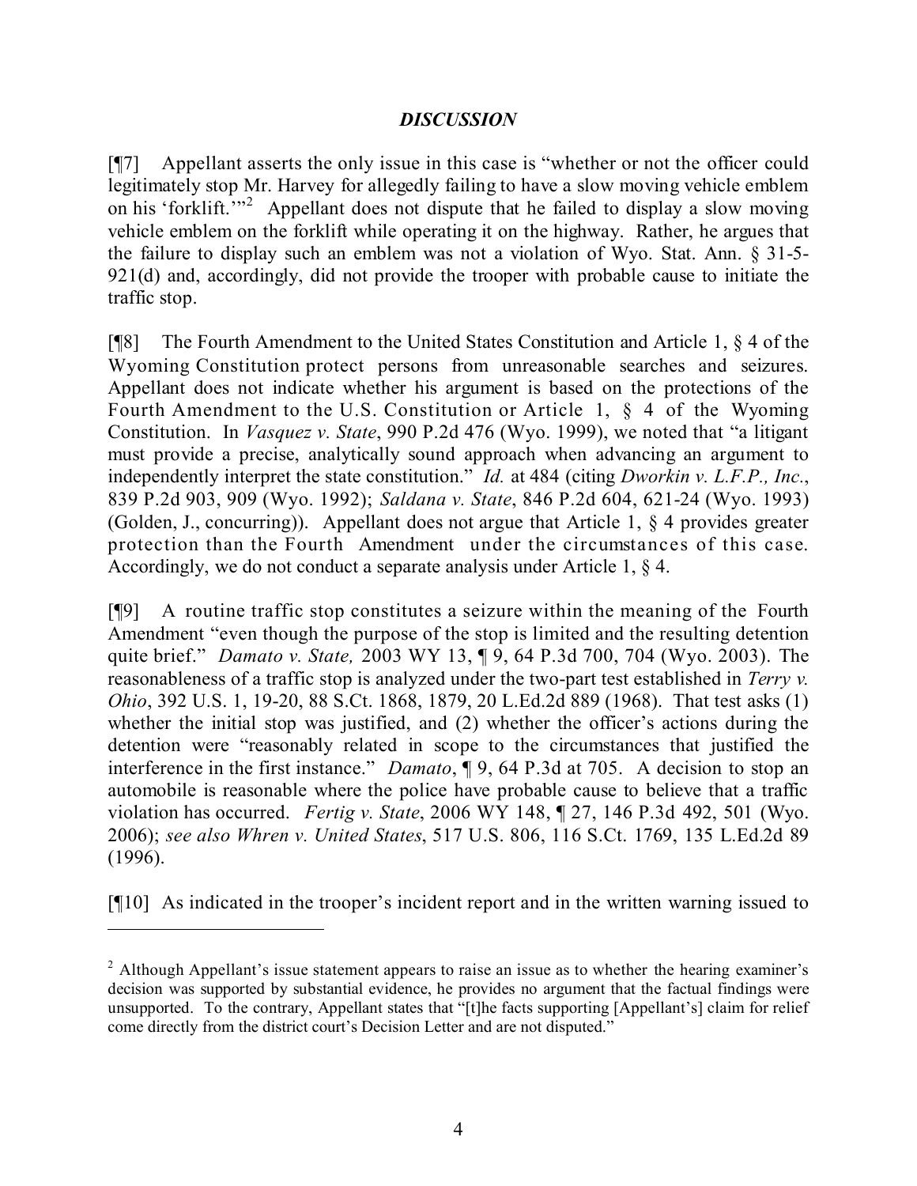## *DISCUSSION*

[¶7] Appellant asserts the only issue in this case is "whether or not the officer could legitimately stop Mr. Harvey for allegedly failing to have a slow moving vehicle emblem on his 'forklift.'"[2] Appellant does not dispute that he failed to display a slow moving vehicle emblem on the forklift while operating it on the highway. Rather, he argues that the failure to display such an emblem was not a violation of Wyo. Stat. Ann. § 31-5-921(d) and, accordingly, did not provide the trooper with probable cause to initiate the traffic stop.

[¶8] The Fourth Amendment to the United States Constitution and Article 1, § 4 of the Wyoming Constitution protect persons from unreasonable searches and seizures. Appellant does not indicate whether his argument is based on the protections of the Fourth Amendment to the U.S. Constitution or Article 1, § 4 of the Wyoming Constitution. In *Vasquez v. State*, 990 P.2d 476 (Wyo. 1999), we noted that "a litigant must provide a precise, analytically sound approach when advancing an argument to independently interpret the state constitution." *Id.* at 484 (citing *Dworkin v. L.F.P., Inc.*, 839 P.2d 903, 909 (Wyo. 1992); *Saldana v. State*, 846 P.2d 604, 621-24 (Wyo. 1993) (Golden, J., concurring)). Appellant does not argue that Article 1, § 4 provides greater protection than the Fourth Amendment under the circumstances of this case. Accordingly, we do not conduct a separate analysis under Article 1, § 4.

[¶9] A routine traffic stop constitutes a seizure within the meaning of the Fourth Amendment "even though the purpose of the stop is limited and the resulting detention quite brief." *Damato v. State,* 2003 WY 13, ¶ 9, 64 P.3d 700, 704 (Wyo. 2003). The reasonableness of a traffic stop is analyzed under the two-part test established in *Terry v. Ohio*, 392 U.S. 1, 19-20, 88 S.Ct. 1868, 1879, 20 L.Ed.2d 889 (1968). That test asks (1) whether the initial stop was justified, and (2) whether the officer's actions during the detention were "reasonably related in scope to the circumstances that justified the interference in the first instance." *Damato*, ¶ 9, 64 P.3d at 705. A decision to stop an automobile is reasonable where the police have probable cause to believe that a traffic violation has occurred. *Fertig v. State*, 2006 WY 148, ¶ 27, 146 P.3d 492, 501 (Wyo. 2006); *see also Whren v. United States*, 517 U.S. 806, 116 S.Ct. 1769, 135 L.Ed.2d 89 (1996).

[¶10] As indicated in the trooper's incident report and in the written warning issued to

---

[2] Although Appellant's issue statement appears to raise an issue as to whether the hearing examiner's decision was supported by substantial evidence, he provides no argument that the factual findings were unsupported. To the contrary, Appellant states that "[t]he facts supporting [Appellant's] claim for relief come directly from the district court's Decision Letter and are not disputed."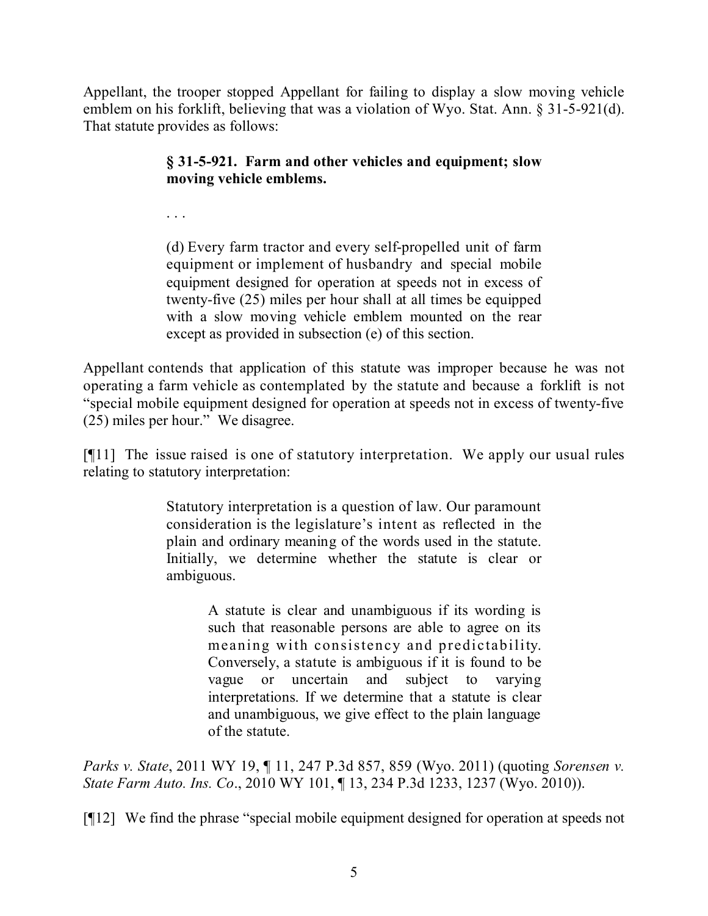Appellant, the trooper stopped Appellant for failing to display a slow moving vehicle emblem on his forklift, believing that was a violation of Wyo. Stat. Ann. § 31-5-921(d). That statute provides as follows:

> **§ 31-5-921. Farm and other vehicles and equipment; slow moving vehicle emblems.**
>
> . . .
>
> (d) Every farm tractor and every self-propelled unit of farm equipment or implement of husbandry and special mobile equipment designed for operation at speeds not in excess of twenty-five (25) miles per hour shall at all times be equipped with a slow moving vehicle emblem mounted on the rear except as provided in subsection (e) of this section.

Appellant contends that application of this statute was improper because he was not operating a farm vehicle as contemplated by the statute and because a forklift is not "special mobile equipment designed for operation at speeds not in excess of twenty-five (25) miles per hour." We disagree.

[¶11] The issue raised is one of statutory interpretation. We apply our usual rules relating to statutory interpretation:

> Statutory interpretation is a question of law. Our paramount consideration is the legislature's intent as reflected in the plain and ordinary meaning of the words used in the statute. Initially, we determine whether the statute is clear or ambiguous.
>
> > A statute is clear and unambiguous if its wording is such that reasonable persons are able to agree on its meaning with consistency and predictability. Conversely, a statute is ambiguous if it is found to be vague or uncertain and subject to varying interpretations. If we determine that a statute is clear and unambiguous, we give effect to the plain language of the statute.

*Parks v. State*, 2011 WY 19, ¶ 11, 247 P.3d 857, 859 (Wyo. 2011) (quoting *Sorensen v. State Farm Auto. Ins. Co*., 2010 WY 101, ¶ 13, 234 P.3d 1233, 1237 (Wyo. 2010)).

[¶12] We find the phrase "special mobile equipment designed for operation at speeds not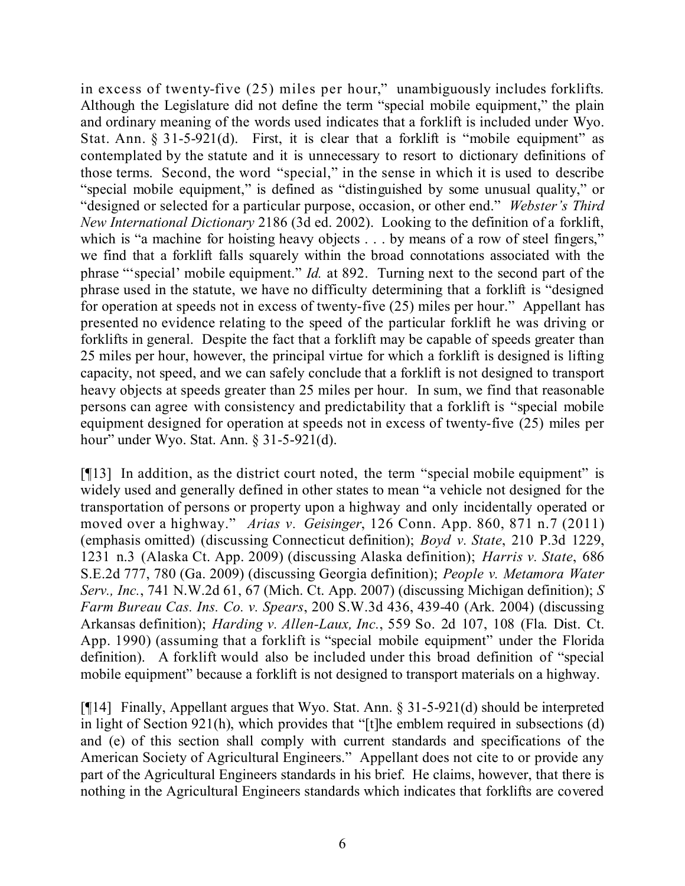in excess of twenty-five (25) miles per hour," unambiguously includes forklifts. Although the Legislature did not define the term "special mobile equipment," the plain and ordinary meaning of the words used indicates that a forklift is included under Wyo. Stat. Ann. § 31-5-921(d). First, it is clear that a forklift is "mobile equipment" as contemplated by the statute and it is unnecessary to resort to dictionary definitions of those terms. Second, the word "special," in the sense in which it is used to describe "special mobile equipment," is defined as "distinguished by some unusual quality," or "designed or selected for a particular purpose, occasion, or other end." *Webster's Third New International Dictionary* 2186 (3d ed. 2002). Looking to the definition of a forklift, which is "a machine for hoisting heavy objects . . . by means of a row of steel fingers," we find that a forklift falls squarely within the broad connotations associated with the phrase "'special' mobile equipment." *Id.* at 892. Turning next to the second part of the phrase used in the statute, we have no difficulty determining that a forklift is "designed for operation at speeds not in excess of twenty-five (25) miles per hour." Appellant has presented no evidence relating to the speed of the particular forklift he was driving or forklifts in general. Despite the fact that a forklift may be capable of speeds greater than 25 miles per hour, however, the principal virtue for which a forklift is designed is lifting capacity, not speed, and we can safely conclude that a forklift is not designed to transport heavy objects at speeds greater than 25 miles per hour. In sum, we find that reasonable persons can agree with consistency and predictability that a forklift is "special mobile equipment designed for operation at speeds not in excess of twenty-five (25) miles per hour" under Wyo. Stat. Ann. § 31-5-921(d).

[¶13] In addition, as the district court noted, the term "special mobile equipment" is widely used and generally defined in other states to mean "a vehicle not designed for the transportation of persons or property upon a highway and only incidentally operated or moved over a highway." *Arias v. Geisinger*, 126 Conn. App. 860, 871 n.7 (2011) (emphasis omitted) (discussing Connecticut definition); *Boyd v. State*, 210 P.3d 1229, 1231 n.3 (Alaska Ct. App. 2009) (discussing Alaska definition); *Harris v. State*, 686 S.E.2d 777, 780 (Ga. 2009) (discussing Georgia definition); *People v. Metamora Water Serv., Inc.*, 741 N.W.2d 61, 67 (Mich. Ct. App. 2007) (discussing Michigan definition); *S Farm Bureau Cas. Ins. Co. v. Spears*, 200 S.W.3d 436, 439-40 (Ark. 2004) (discussing Arkansas definition); *Harding v. Allen-Laux, Inc.*, 559 So. 2d 107, 108 (Fla. Dist. Ct. App. 1990) (assuming that a forklift is "special mobile equipment" under the Florida definition). A forklift would also be included under this broad definition of "special mobile equipment" because a forklift is not designed to transport materials on a highway.

[¶14] Finally, Appellant argues that Wyo. Stat. Ann. § 31-5-921(d) should be interpreted in light of Section 921(h), which provides that "[t]he emblem required in subsections (d) and (e) of this section shall comply with current standards and specifications of the American Society of Agricultural Engineers." Appellant does not cite to or provide any part of the Agricultural Engineers standards in his brief. He claims, however, that there is nothing in the Agricultural Engineers standards which indicates that forklifts are covered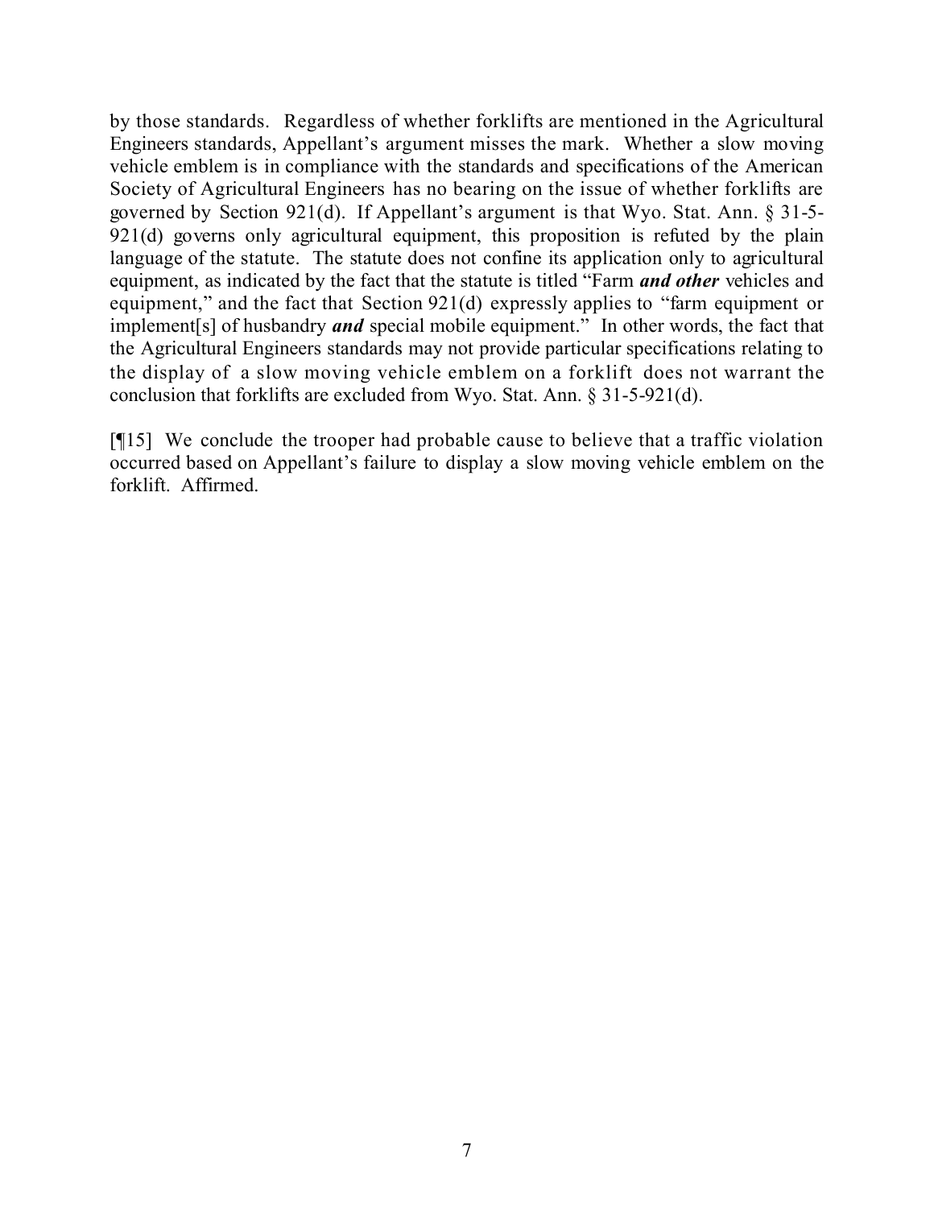by those standards. Regardless of whether forklifts are mentioned in the Agricultural Engineers standards, Appellant's argument misses the mark. Whether a slow moving vehicle emblem is in compliance with the standards and specifications of the American Society of Agricultural Engineers has no bearing on the issue of whether forklifts are governed by Section 921(d). If Appellant's argument is that Wyo. Stat. Ann. § 31-5-921(d) governs only agricultural equipment, this proposition is refuted by the plain language of the statute. The statute does not confine its application only to agricultural equipment, as indicated by the fact that the statute is titled "Farm ***and other*** vehicles and equipment," and the fact that Section 921(d) expressly applies to "farm equipment or implement[s] of husbandry ***and*** special mobile equipment." In other words, the fact that the Agricultural Engineers standards may not provide particular specifications relating to the display of a slow moving vehicle emblem on a forklift does not warrant the conclusion that forklifts are excluded from Wyo. Stat. Ann. § 31-5-921(d).

[¶15] We conclude the trooper had probable cause to believe that a traffic violation occurred based on Appellant's failure to display a slow moving vehicle emblem on the forklift. Affirmed.